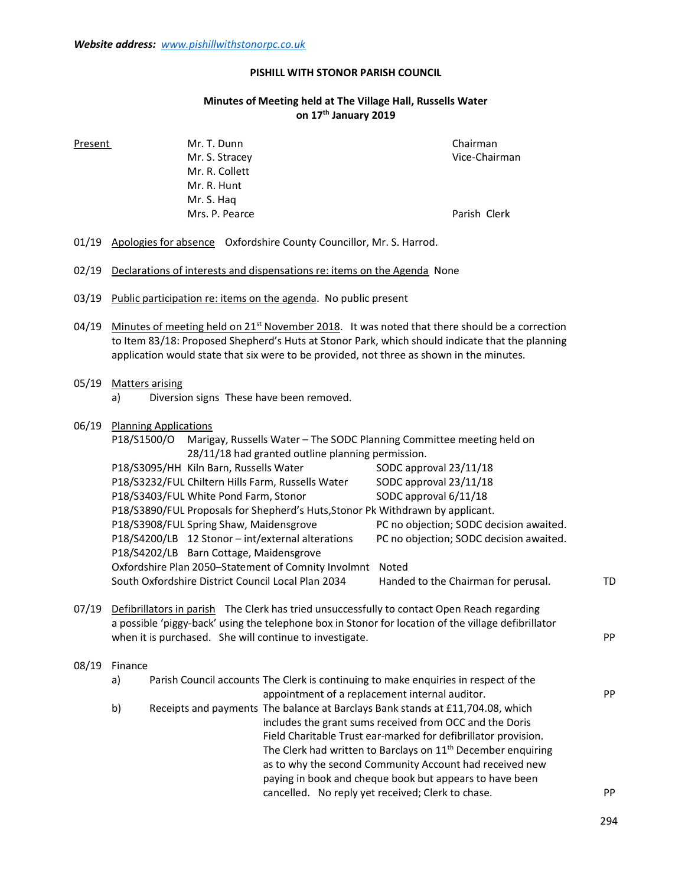***Website address:*** *www.pishillwithstonorpc.co.uk*

**PISHILL WITH STONOR PARISH COUNCIL**

**Minutes of Meeting held at The Village Hall, Russells Water on 17th January 2019**

| Present | | |
|---|---|---|
| | Mr. T. Dunn | Chairman |
| | Mr. S. Stracey | Vice-Chairman |
| | Mr. R. Collett | |
| | Mr. R. Hunt | |
| | Mr. S. Haq | |
| | Mrs. P. Pearce | Parish Clerk |

01/19 Apologies for absence   Oxfordshire County Councillor, Mr. S. Harrod.

02/19 Declarations of interests and dispensations re: items on the Agenda  None

03/19 Public participation re: items on the agenda. No public present

04/19 Minutes of meeting held on 21st November 2018. It was noted that there should be a correction to Item 83/18: Proposed Shepherd's Huts at Stonor Park, which should indicate that the planning application would state that six were to be provided, not three as shown in the minutes.

05/19 Matters arising

a) Diversion signs  These have been removed.

06/19 Planning Applications

P18/S1500/O   Marigay, Russells Water – The SODC Planning Committee meeting held on 28/11/18 had granted outline planning permission.

| | | |
|---|---|---|
| P18/S3095/HH Kiln Barn, Russells Water | SODC approval 23/11/18 | |
| P18/S3232/FUL Chiltern Hills Farm, Russells Water | SODC approval 23/11/18 | |
| P18/S3403/FUL White Pond Farm, Stonor | SODC approval 6/11/18 | |
| P18/S3890/FUL Proposals for Shepherd's Huts,Stonor Pk | Withdrawn by applicant. | |
| P18/S3908/FUL Spring Shaw, Maidensgrove | PC no objection; SODC decision awaited. | |
| P18/S4200/LB 12 Stonor – int/external alterations | PC no objection; SODC decision awaited. | |
| P18/S4202/LB Barn Cottage, Maidensgrove | | |
| Oxfordshire Plan 2050–Statement of Comnity Involmnt | Noted | |
| South Oxfordshire District Council Local Plan 2034 | Handed to the Chairman for perusal. | TD |

07/19 Defibrillators in parish  The Clerk has tried unsuccessfully to contact Open Reach regarding a possible 'piggy-back' using the telephone box in Stonor for location of the village defibrillator when it is purchased. She will continue to investigate. **PP**

08/19 Finance

a) Parish Council accounts The Clerk is continuing to make enquiries in respect of the appointment of a replacement internal auditor. **PP**

b) Receipts and payments The balance at Barclays Bank stands at £11,704.08, which includes the grant sums received from OCC and the Doris Field Charitable Trust ear-marked for defibrillator provision. The Clerk had written to Barclays on 11th December enquiring as to why the second Community Account had received new paying in book and cheque book but appears to have been cancelled. No reply yet received; Clerk to chase. **PP**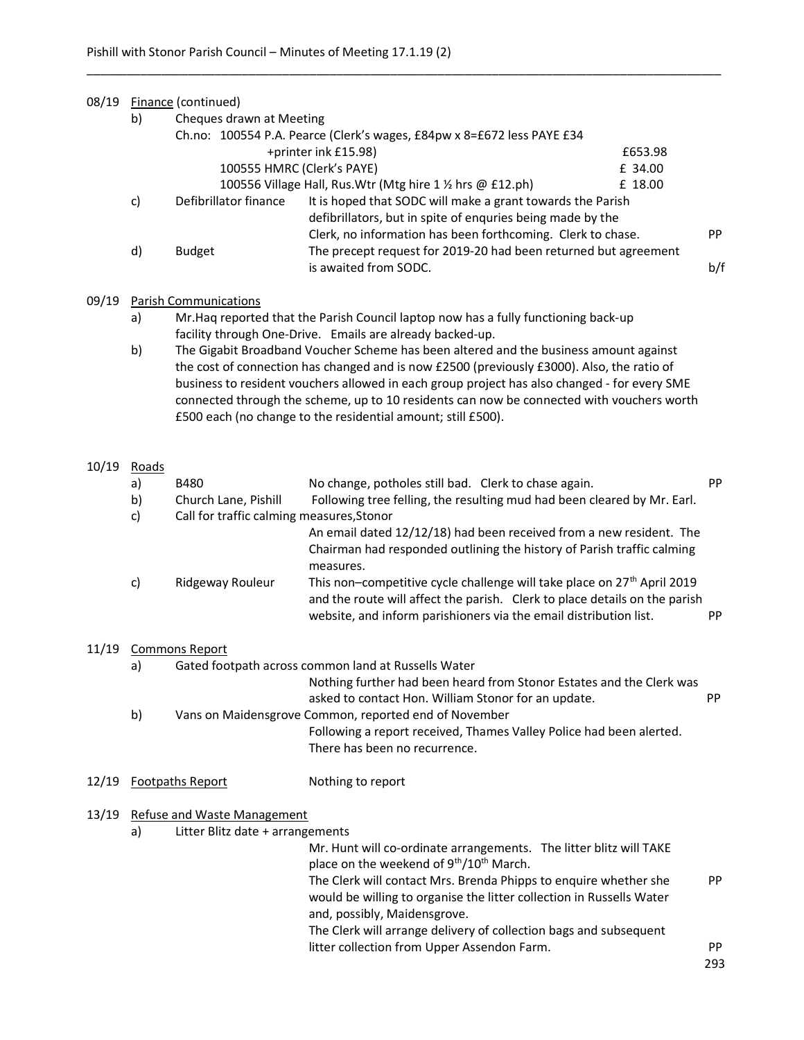**08/19 Finance (continued)**

b) Cheques drawn at Meeting

| Ch.no: | | |
|---|---|---|
| 100554 | P.A. Pearce (Clerk's wages, £84pw x 8=£672 less PAYE £34 +printer ink £15.98) | £653.98 |
| 100555 | HMRC (Clerk's PAYE) | £ 34.00 |
| 100556 | Village Hall, Rus.Wtr (Mtg hire 1 ½ hrs @ £12.ph) | £ 18.00 |

c) Defibrillator finance — It is hoped that SODC will make a grant towards the Parish defibrillators, but in spite of enquries being made by the Clerk, no information has been forthcoming. Clerk to chase. **PP**

d) Budget — The precept request for 2019-20 had been returned but agreement is awaited from SODC. **b/f**

**09/19 Parish Communications**

a) Mr.Haq reported that the Parish Council laptop now has a fully functioning back-up facility through One-Drive. Emails are already backed-up.

b) The Gigabit Broadband Voucher Scheme has been altered and the business amount against the cost of connection has changed and is now £2500 (previously £3000). Also, the ratio of business to resident vouchers allowed in each group project has also changed - for every SME connected through the scheme, up to 10 residents can now be connected with vouchers worth £500 each (no change to the residential amount; still £500).

**10/19 Roads**

a) B480 — No change, potholes still bad. Clerk to chase again. **PP**

b) Church Lane, Pishill — Following tree felling, the resulting mud had been cleared by Mr. Earl.

c) Call for traffic calming measures,Stonor — An email dated 12/12/18) had been received from a new resident. The Chairman had responded outlining the history of Parish traffic calming measures.

c) Ridgeway Rouleur — This non–competitive cycle challenge will take place on 27th April 2019 and the route will affect the parish. Clerk to place details on the parish website, and inform parishioners via the email distribution list. **PP**

**11/19 Commons Report**

a) Gated footpath across common land at Russells Water — Nothing further had been heard from Stonor Estates and the Clerk was asked to contact Hon. William Stonor for an update. **PP**

b) Vans on Maidensgrove Common, reported end of November — Following a report received, Thames Valley Police had been alerted. There has been no recurrence.

**12/19 Footpaths Report** — Nothing to report

**13/19 Refuse and Waste Management**

a) Litter Blitz date + arrangements

Mr. Hunt will co-ordinate arrangements. The litter blitz will TAKE place on the weekend of 9th/10th March.

The Clerk will contact Mrs. Brenda Phipps to enquire whether she would be willing to organise the litter collection in Russells Water and, possibly, Maidensgrove. **PP**

The Clerk will arrange delivery of collection bags and subsequent litter collection from Upper Assendon Farm. **PP**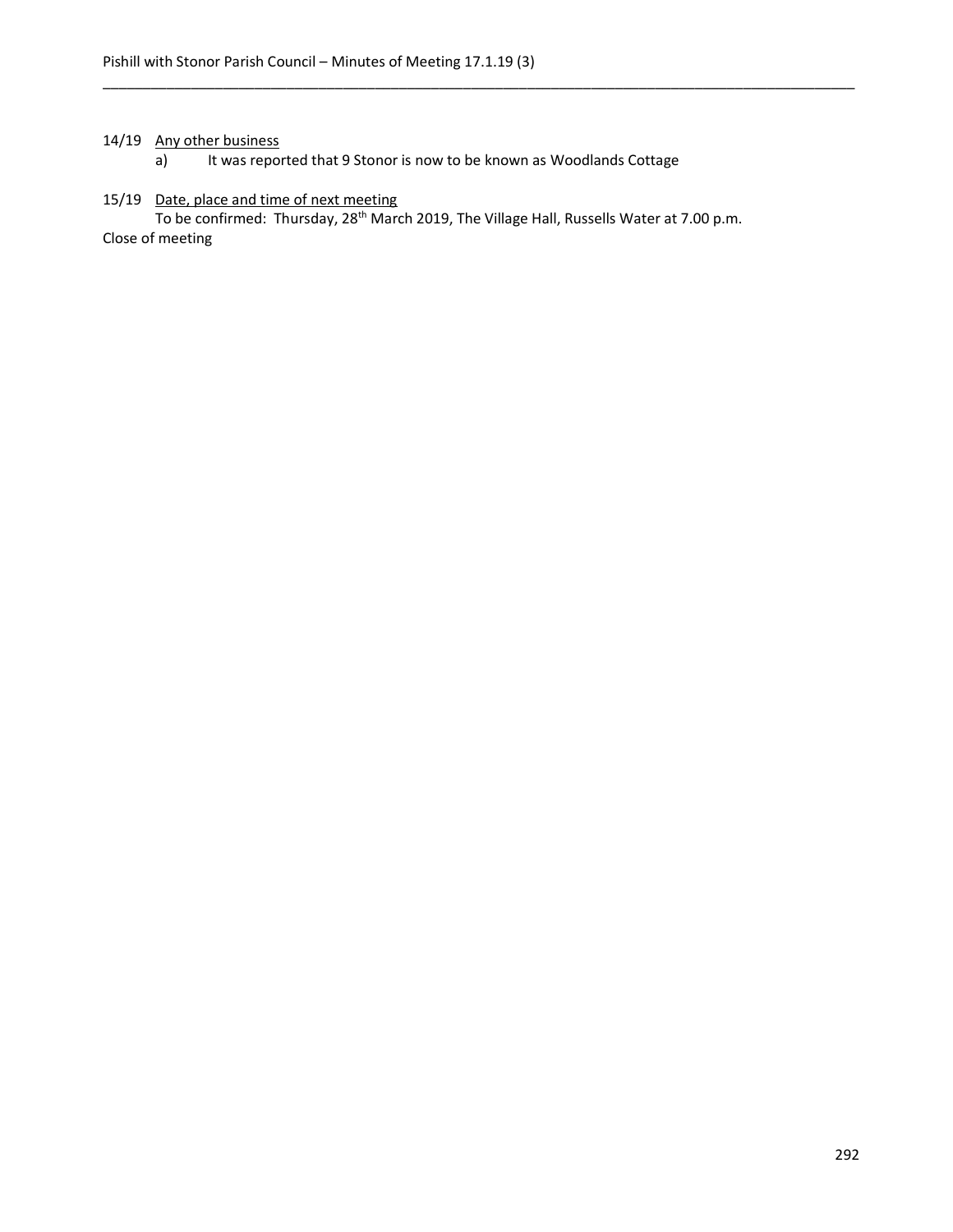14/19 Any other business

a) It was reported that 9 Stonor is now to be known as Woodlands Cottage

15/19 Date, place and time of next meeting

To be confirmed: Thursday, 28th March 2019, The Village Hall, Russells Water at 7.00 p.m.

Close of meeting